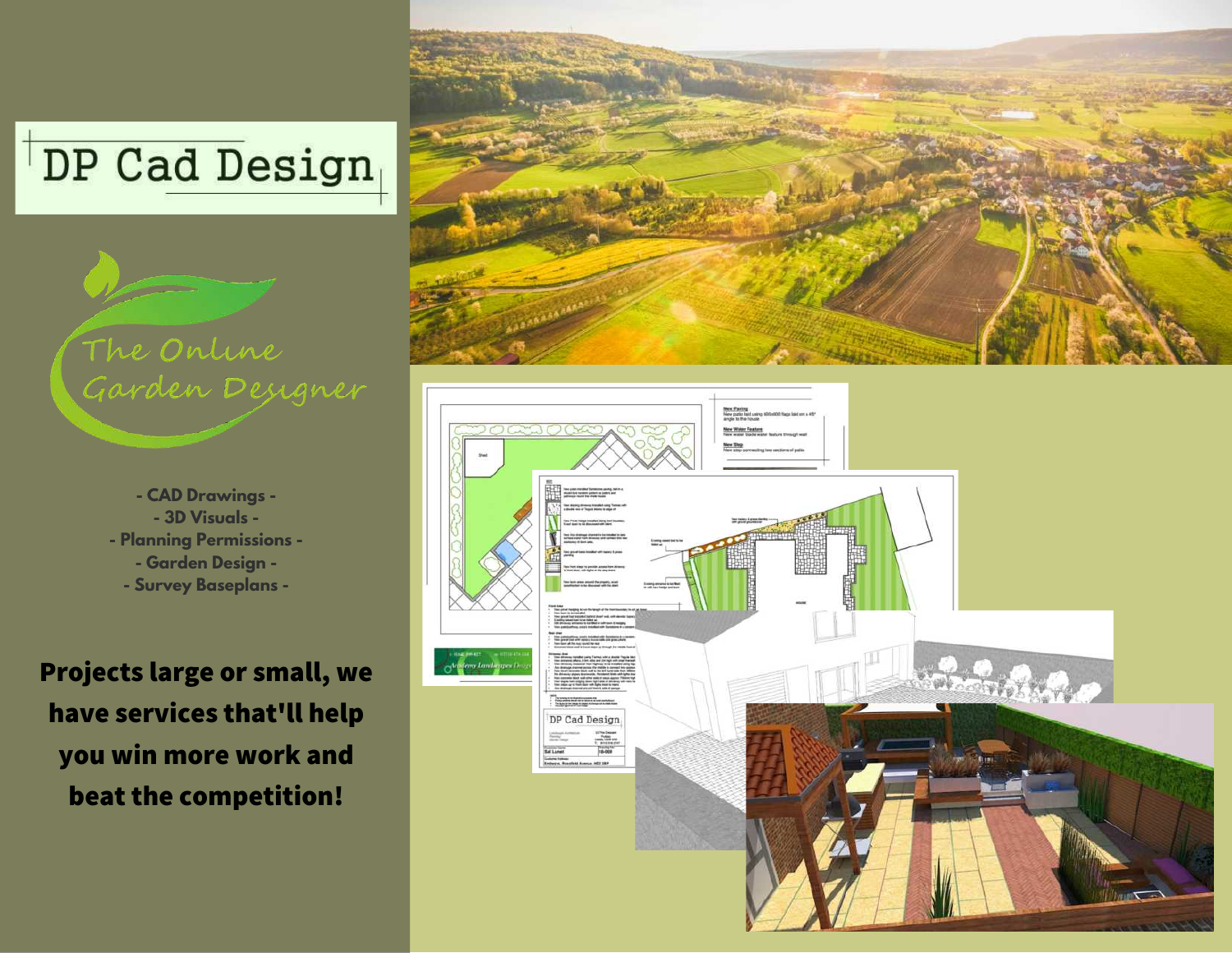# DP Cad Design

## The Online Garden Designer

- CAD Drawings -
- 3D Visuals -
- Planning Permissions -
- Garden Design -
- Survey Baseplans -

**Projects large or small, we have services that'll help you win more work and beat the competition!**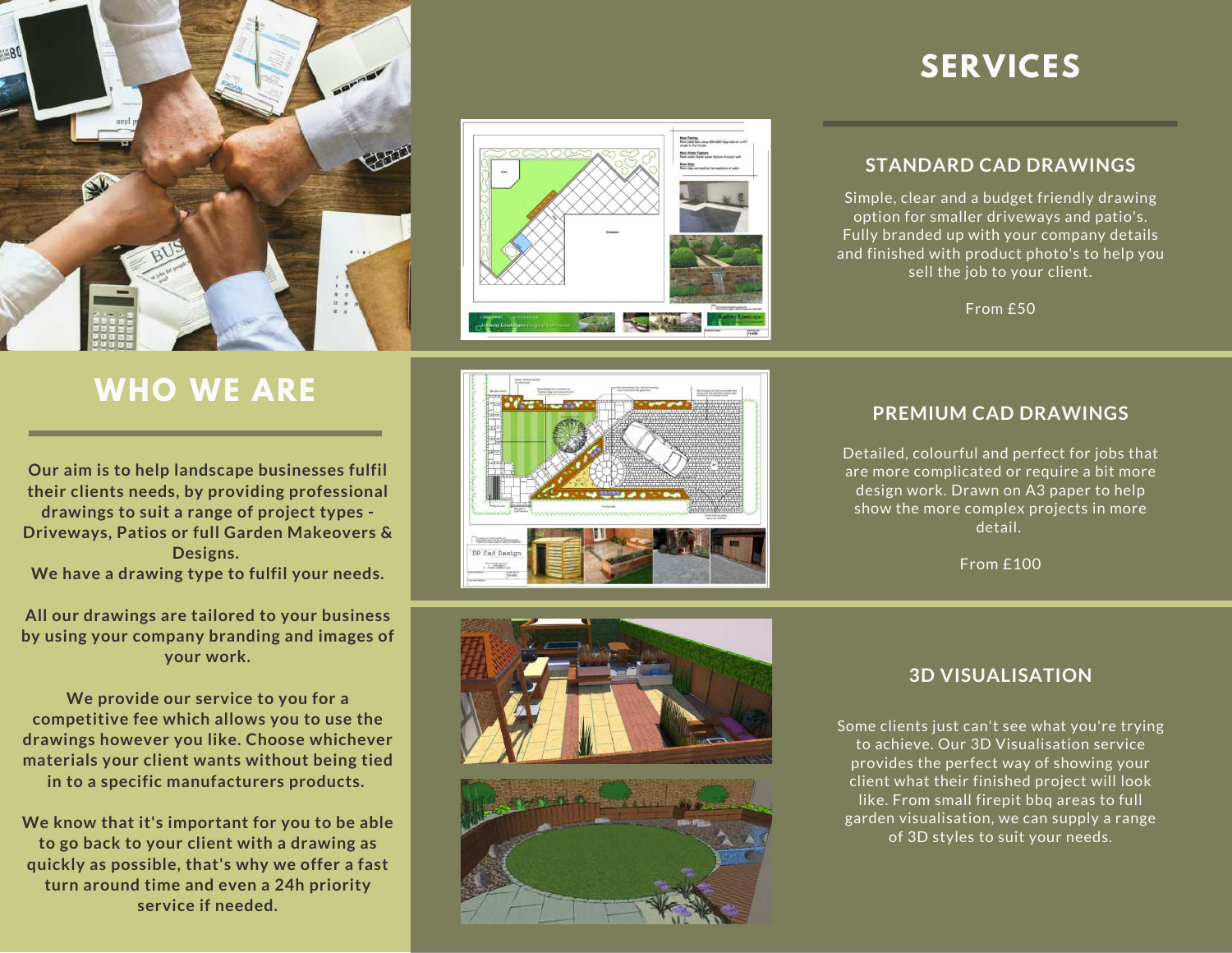# WHO WE ARE

**Our aim is to help landscape businesses fulfil their clients needs, by providing professional drawings to suit a range of project types - Driveways, Patios or full Garden Makeovers & Designs.**
**We have a drawing type to fulfil your needs.**

**All our drawings are tailored to your business by using your company branding and images of your work.**

**We provide our service to you for a competitive fee which allows you to use the drawings however you like. Choose whichever materials your client wants without being tied in to a specific manufacturers products.**

**We know that it's important for you to be able to go back to your client with a drawing as quickly as possible, that's why we offer a fast turn around time and even a 24h priority service if needed.**

# SERVICES

## STANDARD CAD DRAWINGS

Simple, clear and a budget friendly drawing option for smaller driveways and patio's. Fully branded up with your company details and finished with product photo's to help you sell the job to your client.

From £50

## PREMIUM CAD DRAWINGS

Detailed, colourful and perfect for jobs that are more complicated or require a bit more design work. Drawn on A3 paper to help show the more complex projects in more detail.

From £100

## 3D VISUALISATION

Some clients just can't see what you're trying to achieve. Our 3D Visualisation service provides the perfect way of showing your client what their finished project will look like. From small firepit bbq areas to full garden visualisation, we can supply a range of 3D styles to suit your needs.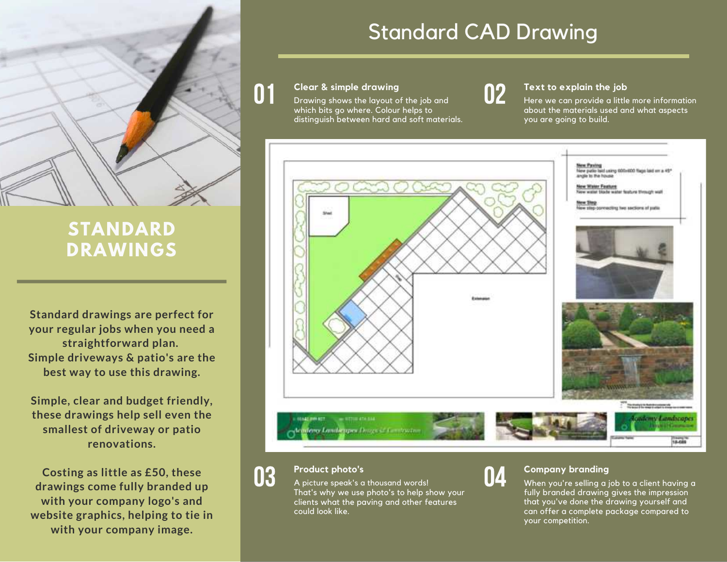# STANDARD DRAWINGS

Standard drawings are perfect for your regular jobs when you need a straightforward plan. Simple driveways & patio's are the best way to use this drawing.

Simple, clear and budget friendly, these drawings help sell even the smallest of driveway or patio renovations.

Costing as little as £50, these drawings come fully branded up with your company logo's and website graphics, helping to tie in with your company image.

# Standard CAD Drawing

## 01 Clear & simple drawing

Drawing shows the layout of the job and which bits go where. Colour helps to distinguish between hard and soft materials.

## 02 Text to explain the job

Here we can provide a little more information about the materials used and what aspects you are going to build.

## 03 Product photo's

A picture speak's a thousand words! That's why we use photo's to help show your clients what the paving and other features could look like.

## 04 Company branding

When you're selling a job to a client having a fully branded drawing gives the impression that you've done the drawing yourself and can offer a complete package compared to your competition.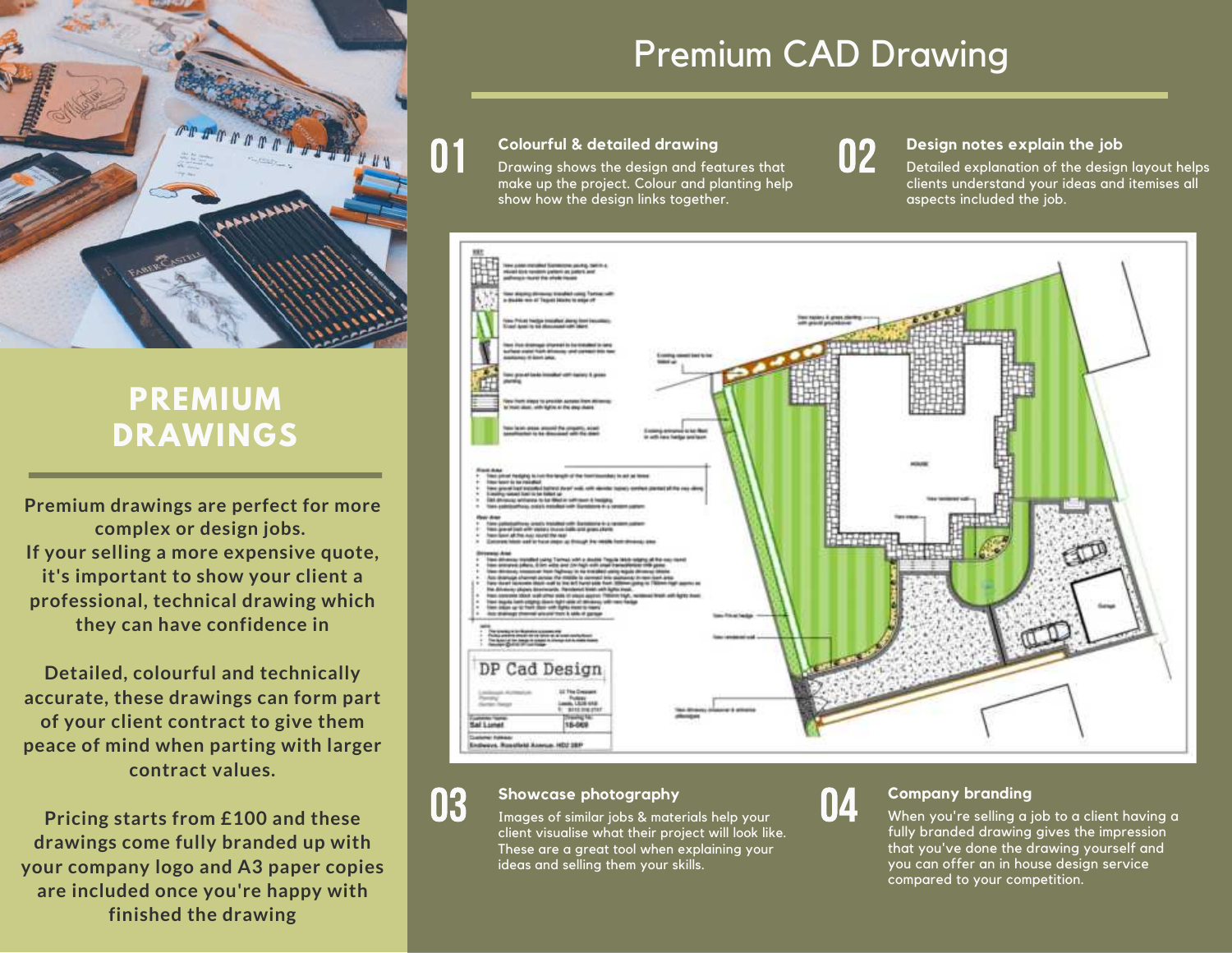# PREMIUM DRAWINGS

**Premium drawings are perfect for more complex or design jobs.**
**If your selling a more expensive quote, it's important to show your client a professional, technical drawing which they can have confidence in**

**Detailed, colourful and technically accurate, these drawings can form part of your client contract to give them peace of mind when parting with larger contract values.**

**Pricing starts from £100 and these drawings come fully branded up with your company logo and A3 paper copies are included once you're happy with finished the drawing**

# Premium CAD Drawing

## 01 Colourful & detailed drawing

Drawing shows the design and features that make up the project. Colour and planting help show how the design links together.

## 02 Design notes explain the job

Detailed explanation of the design layout helps clients understand your ideas and itemises all aspects included the job.

## 03 Showcase photography

Images of similar jobs & materials help your client visualise what their project will look like. These are a great tool when explaining your ideas and selling them your skills.

## 04 Company branding

When you're selling a job to a client having a fully branded drawing gives the impression that you've done the drawing yourself and you can offer an in house design service compared to your competition.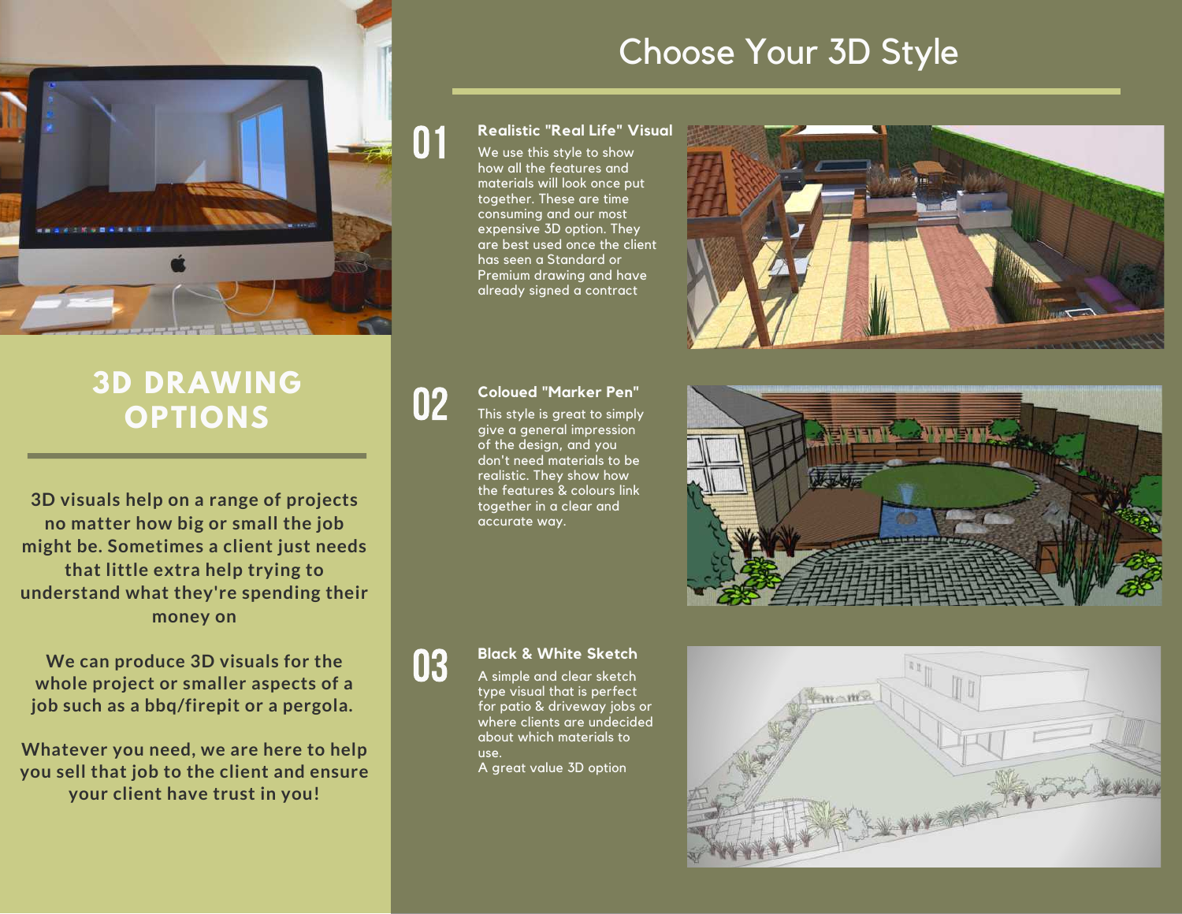# 3D DRAWING OPTIONS

3D visuals help on a range of projects no matter how big or small the job might be. Sometimes a client just needs that little extra help trying to understand what they're spending their money on

We can produce 3D visuals for the whole project or smaller aspects of a job such as a bbq/firepit or a pergola.

Whatever you need, we are here to help you sell that job to the client and ensure your client have trust in you!

# Choose Your 3D Style

## 01 Realistic "Real Life" Visual

We use this style to show how all the features and materials will look once put together. These are time consuming and our most expensive 3D option. They are best used once the client has seen a Standard or Premium drawing and have already signed a contract

## 02 Coloued "Marker Pen"

This style is great to simply give a general impression of the design, and you don't need materials to be realistic. They show how the features & colours link together in a clear and accurate way.

## 03 Black & White Sketch

A simple and clear sketch type visual that is perfect for patio & driveway jobs or where clients are undecided about which materials to use.
A great value 3D option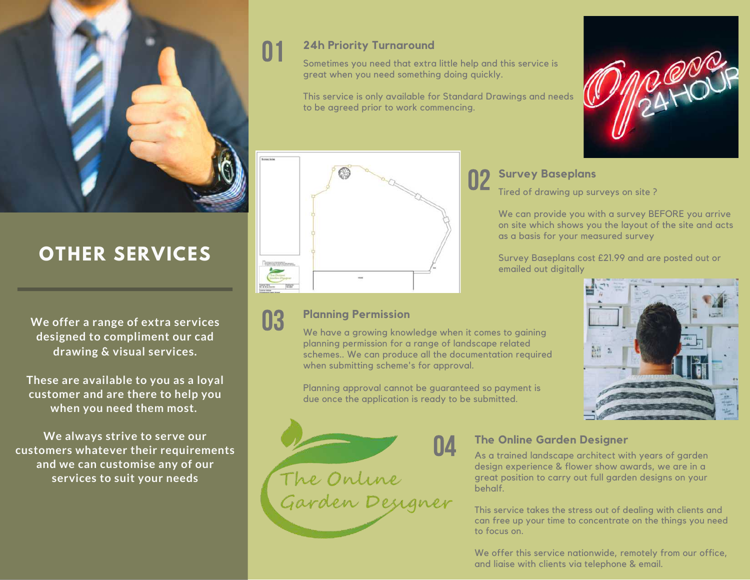# OTHER SERVICES

**We offer a range of extra services designed to compliment our cad drawing & visual services.**

**These are available to you as a loyal customer and are there to help you when you need them most.**

**We always strive to serve our customers whatever their requirements and we can customise any of our services to suit your needs**

## 01 24h Priority Turnaround

Sometimes you need that extra little help and this service is great when you need something doing quickly.

This service is only available for Standard Drawings and needs to be agreed prior to work commencing.

## 02 Survey Baseplans

Tired of drawing up surveys on site ?

We can provide you with a survey BEFORE you arrive on site which shows you the layout of the site and acts as a basis for your measured survey

Survey Baseplans cost £21.99 and are posted out or emailed out digitally

## 03 Planning Permission

We have a growing knowledge when it comes to gaining planning permission for a range of landscape related schemes.. We can produce all the documentation required when submitting scheme's for approval.

Planning approval cannot be guaranteed so payment is due once the application is ready to be submitted.

## 04 The Online Garden Designer

As a trained landscape architect with years of garden design experience & flower show awards, we are in a great position to carry out full garden designs on your behalf.

This service takes the stress out of dealing with clients and can free up your time to concentrate on the things you need to focus on.

We offer this service nationwide, remotely from our office, and liaise with clients via telephone & email.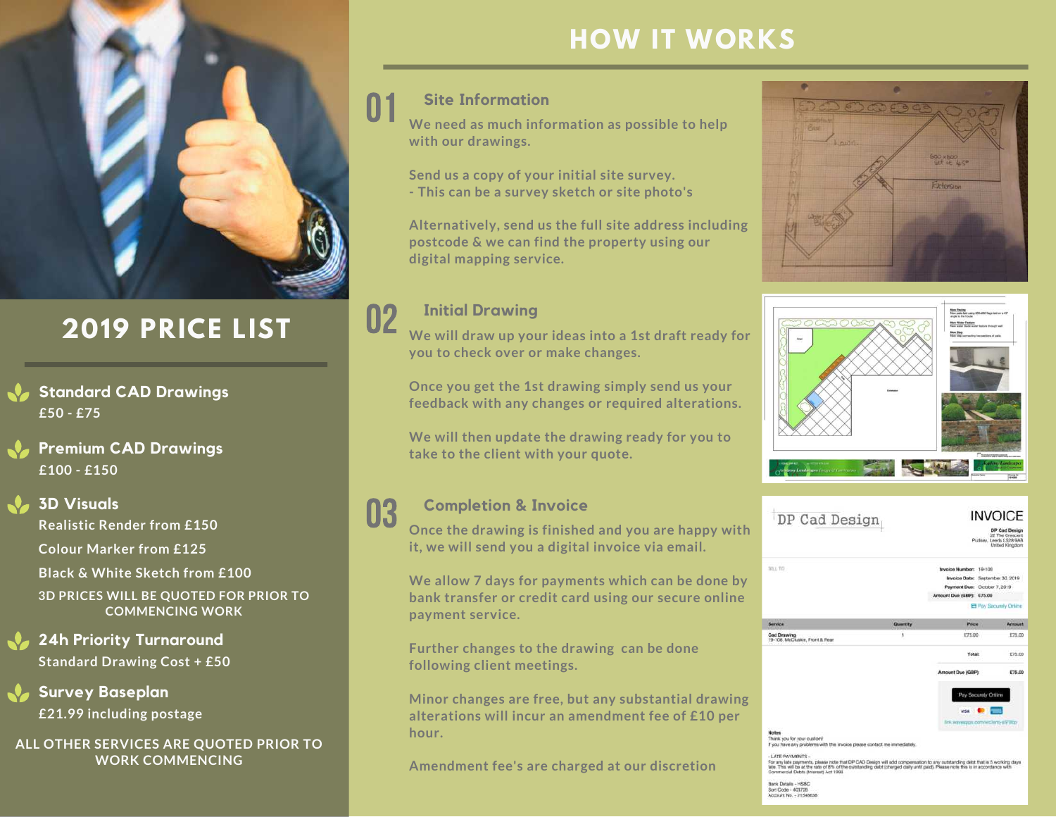## 2019 PRICE LIST

- **Standard CAD Drawings**
  £50 - £75
- **Premium CAD Drawings**
  £100 - £150
- **3D Visuals**
  Realistic Render from £150
  Colour Marker from £125
  Black & White Sketch from £100
  3D PRICES WILL BE QUOTED FOR PRIOR TO COMMENCING WORK
- **24h Priority Turnaround**
  Standard Drawing Cost + £50
- **Survey Baseplan**
  £21.99 including postage

ALL OTHER SERVICES ARE QUOTED PRIOR TO WORK COMMENCING

## HOW IT WORKS

### 01 Site Information

We need as much information as possible to help with our drawings.

Send us a copy of your initial site survey.
- This can be a survey sketch or site photo's

Alternatively, send us the full site address including postcode & we can find the property using our digital mapping service.

### 02 Initial Drawing

We will draw up your ideas into a 1st draft ready for you to check over or make changes.

Once you get the 1st drawing simply send us your feedback with any changes or required alterations.

We will then update the drawing ready for you to take to the client with your quote.

### 03 Completion & Invoice

Once the drawing is finished and you are happy with it, we will send you a digital invoice via email.

We allow 7 days for payments which can be done by bank transfer or credit card using our secure online payment service.

Further changes to the drawing can be done following client meetings.

Minor changes are free, but any substantial drawing alterations will incur an amendment fee of £10 per hour.

Amendment fee's are charged at our discretion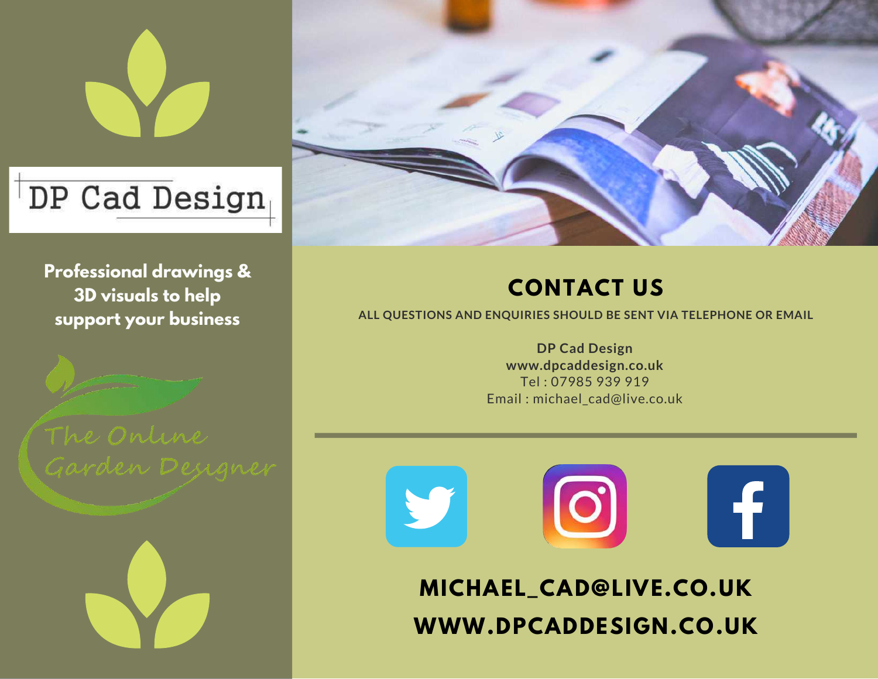DP Cad Design

**Professional drawings & 3D visuals to help support your business**

The Online Garden Designer

## CONTACT US

ALL QUESTIONS AND ENQUIRIES SHOULD BE SENT VIA TELEPHONE OR EMAIL

**DP Cad Design**
**www.dpcaddesign.co.uk**
Tel : 07985 939 919
Email : michael_cad@live.co.uk

**MICHAEL_CAD@LIVE.CO.UK**

**WWW.DPCADDESIGN.CO.UK**